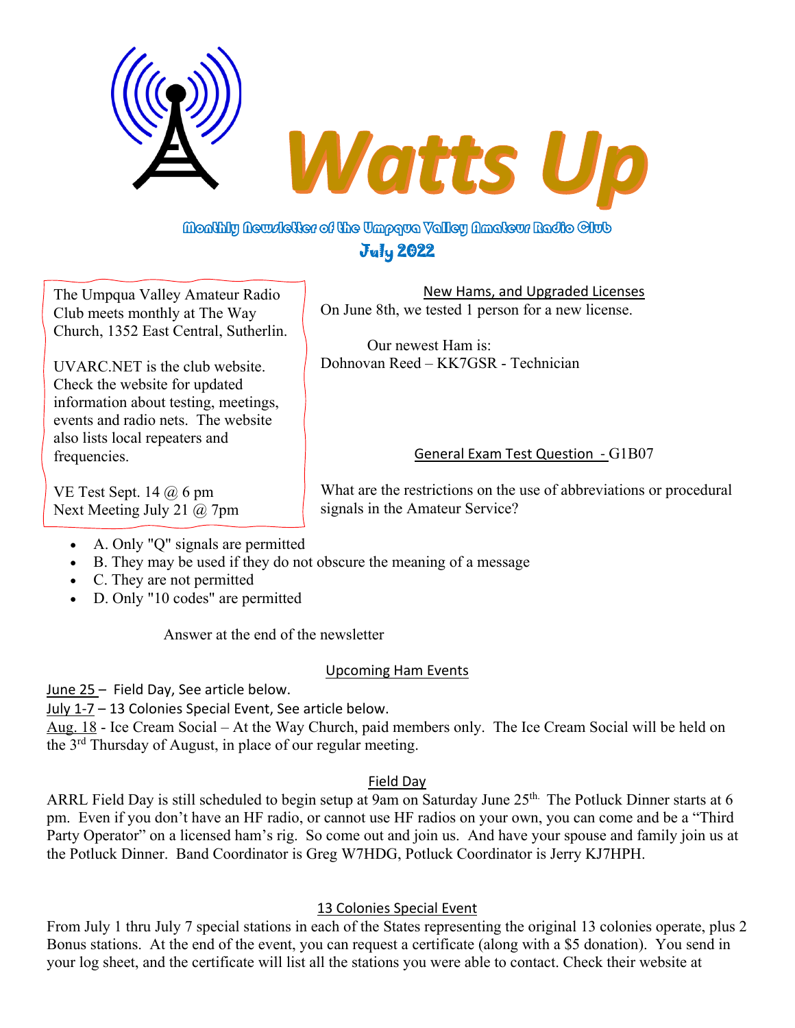# Watts Up

**Monthly Newsletter of the Umpqua Valley Amateur Radio Club**

**July 2022**

The Umpqua Valley Amateur Radio Club meets monthly at The Way Church, 1352 East Central, Sutherlin.

UVARC.NET is the club website. Check the website for updated information about testing, meetings, events and radio nets. The website also lists local repeaters and frequencies.

VE Test Sept. 14 @ 6 pm
Next Meeting July 21 @ 7pm

## New Hams, and Upgraded Licenses

On June 8th, we tested 1 person for a new license.

Our newest Ham is:
Dohnovan Reed – KK7GSR - Technician

## General Exam Test Question - G1B07

What are the restrictions on the use of abbreviations or procedural signals in the Amateur Service?

- A. Only "Q" signals are permitted
- B. They may be used if they do not obscure the meaning of a message
- C. They are not permitted
- D. Only "10 codes" are permitted

Answer at the end of the newsletter

## Upcoming Ham Events

June 25 – Field Day, See article below.
July 1-7 – 13 Colonies Special Event, See article below.
Aug. 18 - Ice Cream Social – At the Way Church, paid members only. The Ice Cream Social will be held on the 3rd Thursday of August, in place of our regular meeting.

## Field Day

ARRL Field Day is still scheduled to begin setup at 9am on Saturday June 25th. The Potluck Dinner starts at 6 pm. Even if you don't have an HF radio, or cannot use HF radios on your own, you can come and be a "Third Party Operator" on a licensed ham's rig. So come out and join us. And have your spouse and family join us at the Potluck Dinner. Band Coordinator is Greg W7HDG, Potluck Coordinator is Jerry KJ7HPH.

## 13 Colonies Special Event

From July 1 thru July 7 special stations in each of the States representing the original 13 colonies operate, plus 2 Bonus stations. At the end of the event, you can request a certificate (along with a $5 donation). You send in your log sheet, and the certificate will list all the stations you were able to contact. Check their website at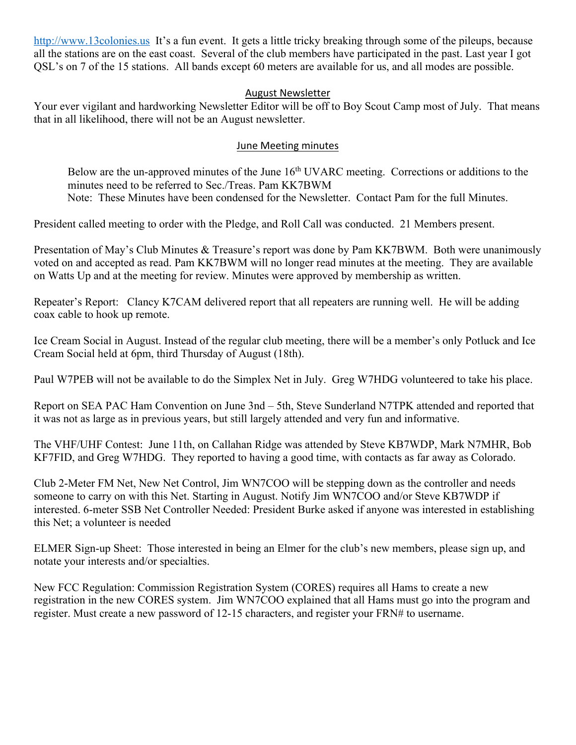http://www.13colonies.us It's a fun event. It gets a little tricky breaking through some of the pileups, because all the stations are on the east coast. Several of the club members have participated in the past. Last year I got QSL's on 7 of the 15 stations. All bands except 60 meters are available for us, and all modes are possible.

## August Newsletter

Your ever vigilant and hardworking Newsletter Editor will be off to Boy Scout Camp most of July. That means that in all likelihood, there will not be an August newsletter.

## June Meeting minutes

> Below are the un-approved minutes of the June 16th UVARC meeting. Corrections or additions to the minutes need to be referred to Sec./Treas. Pam KK7BWM
> Note: These Minutes have been condensed for the Newsletter. Contact Pam for the full Minutes.

President called meeting to order with the Pledge, and Roll Call was conducted. 21 Members present.

Presentation of May's Club Minutes & Treasure's report was done by Pam KK7BWM. Both were unanimously voted on and accepted as read. Pam KK7BWM will no longer read minutes at the meeting. They are available on Watts Up and at the meeting for review. Minutes were approved by membership as written.

Repeater's Report: Clancy K7CAM delivered report that all repeaters are running well. He will be adding coax cable to hook up remote.

Ice Cream Social in August. Instead of the regular club meeting, there will be a member's only Potluck and Ice Cream Social held at 6pm, third Thursday of August (18th).

Paul W7PEB will not be available to do the Simplex Net in July. Greg W7HDG volunteered to take his place.

Report on SEA PAC Ham Convention on June 3rd – 5th, Steve Sunderland N7TPK attended and reported that it was not as large as in previous years, but still largely attended and very fun and informative.

The VHF/UHF Contest: June 11th, on Callahan Ridge was attended by Steve KB7WDP, Mark N7MHR, Bob KF7FID, and Greg W7HDG. They reported to having a good time, with contacts as far away as Colorado.

Club 2-Meter FM Net, New Net Control, Jim WN7COO will be stepping down as the controller and needs someone to carry on with this Net. Starting in August. Notify Jim WN7COO and/or Steve KB7WDP if interested. 6-meter SSB Net Controller Needed: President Burke asked if anyone was interested in establishing this Net; a volunteer is needed

ELMER Sign-up Sheet: Those interested in being an Elmer for the club's new members, please sign up, and notate your interests and/or specialties.

New FCC Regulation: Commission Registration System (CORES) requires all Hams to create a new registration in the new CORES system. Jim WN7COO explained that all Hams must go into the program and register. Must create a new password of 12-15 characters, and register your FRN# to username.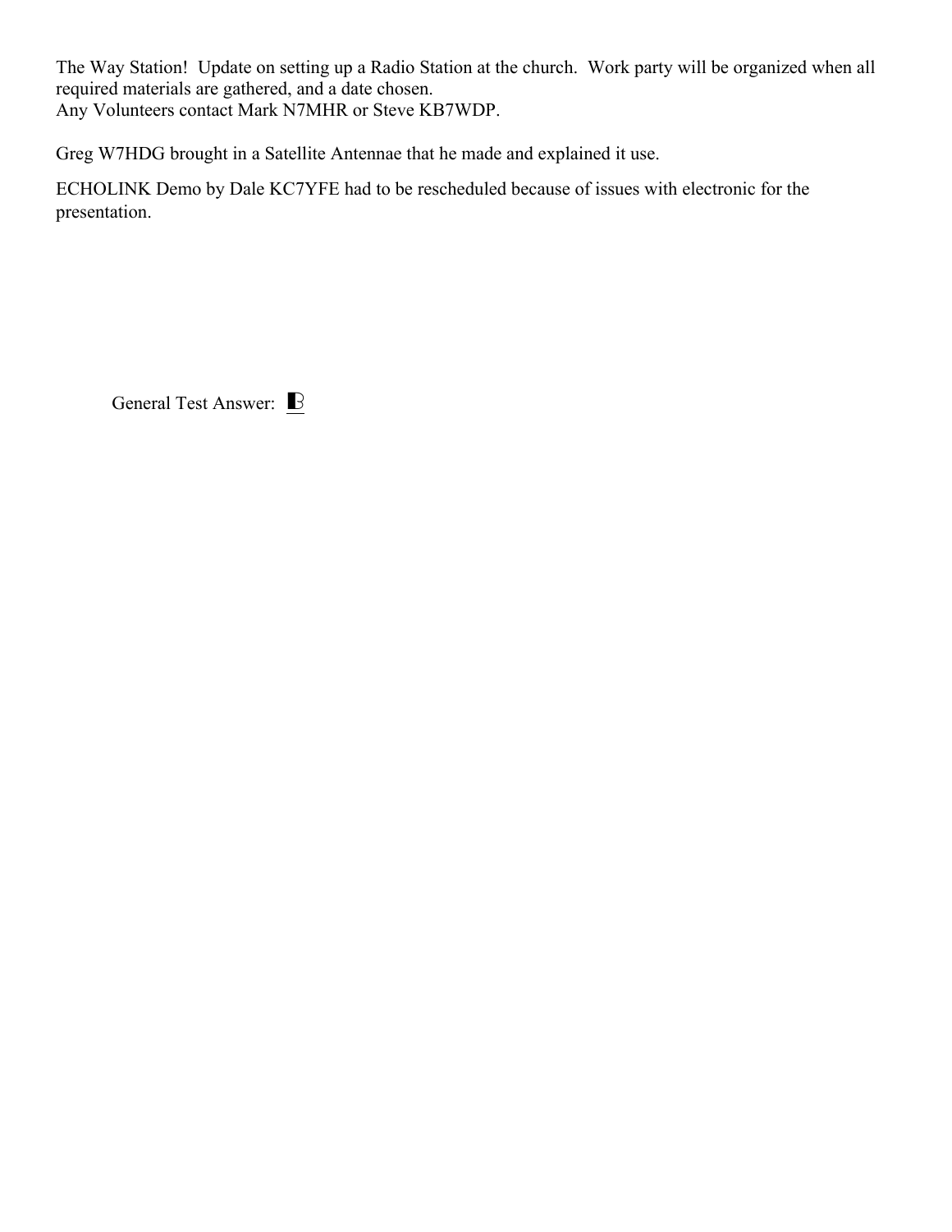The Way Station! Update on setting up a Radio Station at the church. Work party will be organized when all required materials are gathered, and a date chosen.
Any Volunteers contact Mark N7MHR or Steve KB7WDP.

Greg W7HDG brought in a Satellite Antennae that he made and explained it use.

ECHOLINK Demo by Dale KC7YFE had to be rescheduled because of issues with electronic for the presentation.

General Test Answer: B